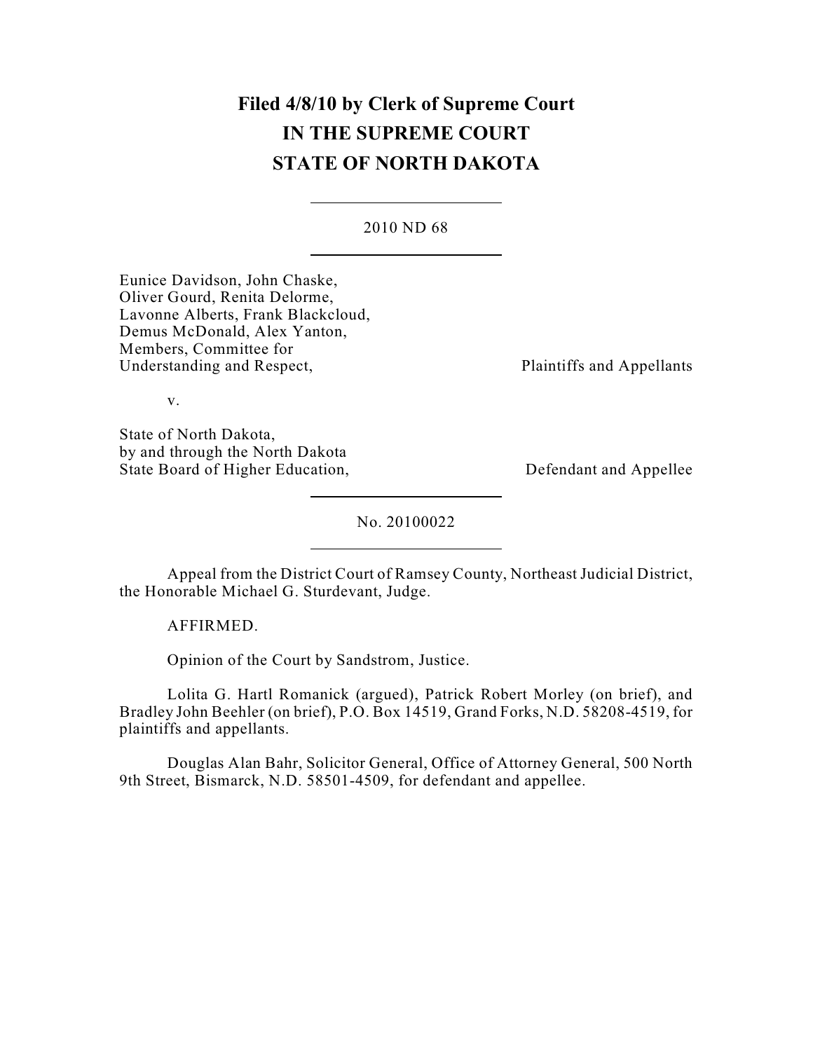# Filed 4/8/10 by Clerk of Supreme Court
# IN THE SUPREME COURT
# STATE OF NORTH DAKOTA

---

2010 ND 68

---

Eunice Davidson, John Chaske, Oliver Gourd, Renita Delorme, Lavonne Alberts, Frank Blackcloud, Demus McDonald, Alex Yanton, Members, Committee for Understanding and Respect, — Plaintiffs and Appellants

v.

State of North Dakota, by and through the North Dakota State Board of Higher Education, — Defendant and Appellee

---

No. 20100022

---

Appeal from the District Court of Ramsey County, Northeast Judicial District, the Honorable Michael G. Sturdevant, Judge.

AFFIRMED.

Opinion of the Court by Sandstrom, Justice.

Lolita G. Hartl Romanick (argued), Patrick Robert Morley (on brief), and Bradley John Beehler (on brief), P.O. Box 14519, Grand Forks, N.D. 58208-4519, for plaintiffs and appellants.

Douglas Alan Bahr, Solicitor General, Office of Attorney General, 500 North 9th Street, Bismarck, N.D. 58501-4509, for defendant and appellee.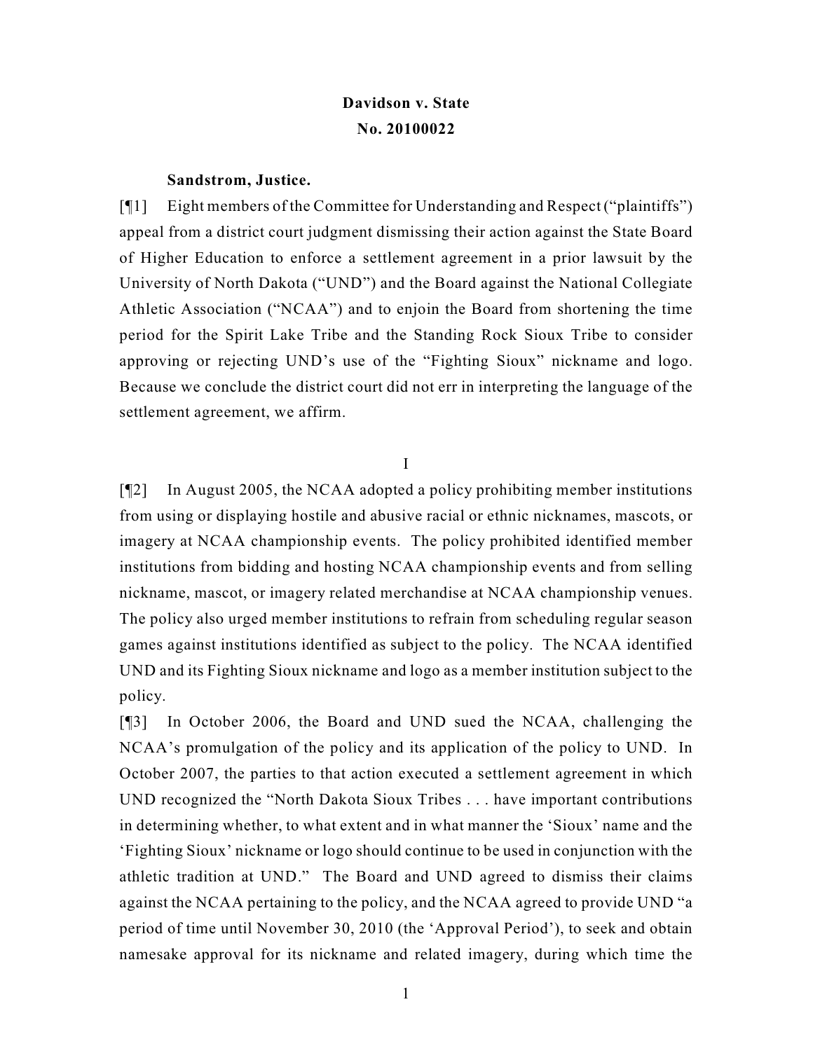**Davidson v. State**
**No. 20100022**

**Sandstrom, Justice.**

[¶1] Eight members of the Committee for Understanding and Respect ("plaintiffs") appeal from a district court judgment dismissing their action against the State Board of Higher Education to enforce a settlement agreement in a prior lawsuit by the University of North Dakota ("UND") and the Board against the National Collegiate Athletic Association ("NCAA") and to enjoin the Board from shortening the time period for the Spirit Lake Tribe and the Standing Rock Sioux Tribe to consider approving or rejecting UND's use of the "Fighting Sioux" nickname and logo. Because we conclude the district court did not err in interpreting the language of the settlement agreement, we affirm.

I

[¶2] In August 2005, the NCAA adopted a policy prohibiting member institutions from using or displaying hostile and abusive racial or ethnic nicknames, mascots, or imagery at NCAA championship events. The policy prohibited identified member institutions from bidding and hosting NCAA championship events and from selling nickname, mascot, or imagery related merchandise at NCAA championship venues. The policy also urged member institutions to refrain from scheduling regular season games against institutions identified as subject to the policy. The NCAA identified UND and its Fighting Sioux nickname and logo as a member institution subject to the policy.

[¶3] In October 2006, the Board and UND sued the NCAA, challenging the NCAA's promulgation of the policy and its application of the policy to UND. In October 2007, the parties to that action executed a settlement agreement in which UND recognized the "North Dakota Sioux Tribes . . . have important contributions in determining whether, to what extent and in what manner the 'Sioux' name and the 'Fighting Sioux' nickname or logo should continue to be used in conjunction with the athletic tradition at UND." The Board and UND agreed to dismiss their claims against the NCAA pertaining to the policy, and the NCAA agreed to provide UND "a period of time until November 30, 2010 (the 'Approval Period'), to seek and obtain namesake approval for its nickname and related imagery, during which time the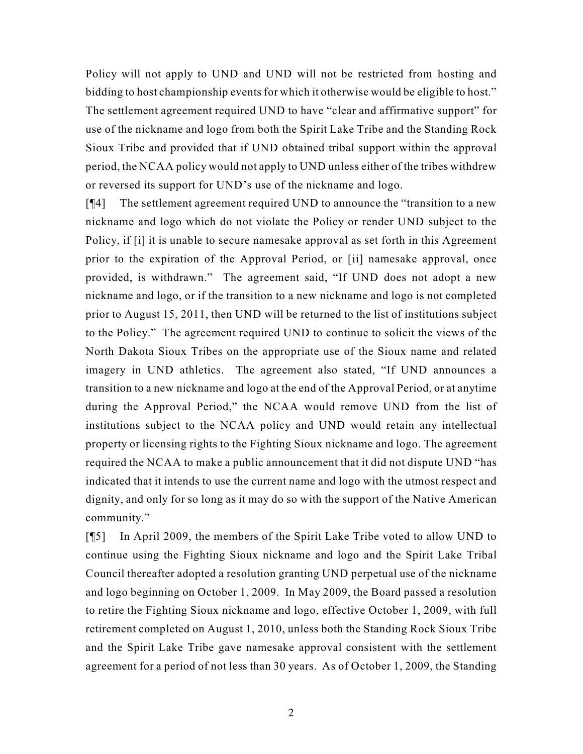Policy will not apply to UND and UND will not be restricted from hosting and bidding to host championship events for which it otherwise would be eligible to host." The settlement agreement required UND to have "clear and affirmative support" for use of the nickname and logo from both the Spirit Lake Tribe and the Standing Rock Sioux Tribe and provided that if UND obtained tribal support within the approval period, the NCAA policy would not apply to UND unless either of the tribes withdrew or reversed its support for UND's use of the nickname and logo.

[¶4] The settlement agreement required UND to announce the "transition to a new nickname and logo which do not violate the Policy or render UND subject to the Policy, if [i] it is unable to secure namesake approval as set forth in this Agreement prior to the expiration of the Approval Period, or [ii] namesake approval, once provided, is withdrawn." The agreement said, "If UND does not adopt a new nickname and logo, or if the transition to a new nickname and logo is not completed prior to August 15, 2011, then UND will be returned to the list of institutions subject to the Policy." The agreement required UND to continue to solicit the views of the North Dakota Sioux Tribes on the appropriate use of the Sioux name and related imagery in UND athletics. The agreement also stated, "If UND announces a transition to a new nickname and logo at the end of the Approval Period, or at anytime during the Approval Period," the NCAA would remove UND from the list of institutions subject to the NCAA policy and UND would retain any intellectual property or licensing rights to the Fighting Sioux nickname and logo. The agreement required the NCAA to make a public announcement that it did not dispute UND "has indicated that it intends to use the current name and logo with the utmost respect and dignity, and only for so long as it may do so with the support of the Native American community."

[¶5] In April 2009, the members of the Spirit Lake Tribe voted to allow UND to continue using the Fighting Sioux nickname and logo and the Spirit Lake Tribal Council thereafter adopted a resolution granting UND perpetual use of the nickname and logo beginning on October 1, 2009. In May 2009, the Board passed a resolution to retire the Fighting Sioux nickname and logo, effective October 1, 2009, with full retirement completed on August 1, 2010, unless both the Standing Rock Sioux Tribe and the Spirit Lake Tribe gave namesake approval consistent with the settlement agreement for a period of not less than 30 years. As of October 1, 2009, the Standing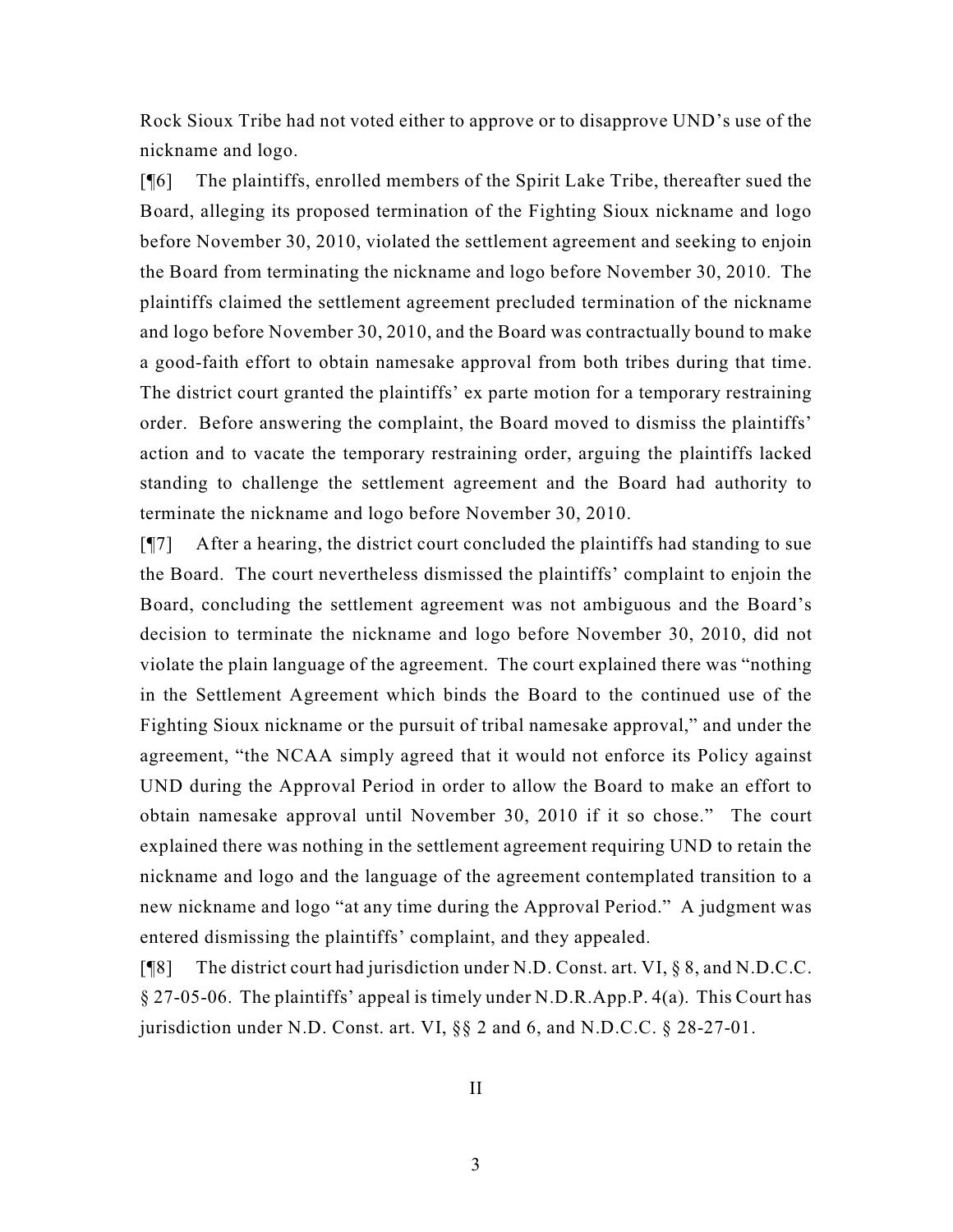Rock Sioux Tribe had not voted either to approve or to disapprove UND's use of the nickname and logo.

[¶6] The plaintiffs, enrolled members of the Spirit Lake Tribe, thereafter sued the Board, alleging its proposed termination of the Fighting Sioux nickname and logo before November 30, 2010, violated the settlement agreement and seeking to enjoin the Board from terminating the nickname and logo before November 30, 2010. The plaintiffs claimed the settlement agreement precluded termination of the nickname and logo before November 30, 2010, and the Board was contractually bound to make a good-faith effort to obtain namesake approval from both tribes during that time. The district court granted the plaintiffs' ex parte motion for a temporary restraining order. Before answering the complaint, the Board moved to dismiss the plaintiffs' action and to vacate the temporary restraining order, arguing the plaintiffs lacked standing to challenge the settlement agreement and the Board had authority to terminate the nickname and logo before November 30, 2010.

[¶7] After a hearing, the district court concluded the plaintiffs had standing to sue the Board. The court nevertheless dismissed the plaintiffs' complaint to enjoin the Board, concluding the settlement agreement was not ambiguous and the Board's decision to terminate the nickname and logo before November 30, 2010, did not violate the plain language of the agreement. The court explained there was "nothing in the Settlement Agreement which binds the Board to the continued use of the Fighting Sioux nickname or the pursuit of tribal namesake approval," and under the agreement, "the NCAA simply agreed that it would not enforce its Policy against UND during the Approval Period in order to allow the Board to make an effort to obtain namesake approval until November 30, 2010 if it so chose." The court explained there was nothing in the settlement agreement requiring UND to retain the nickname and logo and the language of the agreement contemplated transition to a new nickname and logo "at any time during the Approval Period." A judgment was entered dismissing the plaintiffs' complaint, and they appealed.

[¶8] The district court had jurisdiction under N.D. Const. art. VI, § 8, and N.D.C.C. § 27-05-06. The plaintiffs' appeal is timely under N.D.R.App.P. 4(a). This Court has jurisdiction under N.D. Const. art. VI, §§ 2 and 6, and N.D.C.C. § 28-27-01.

## II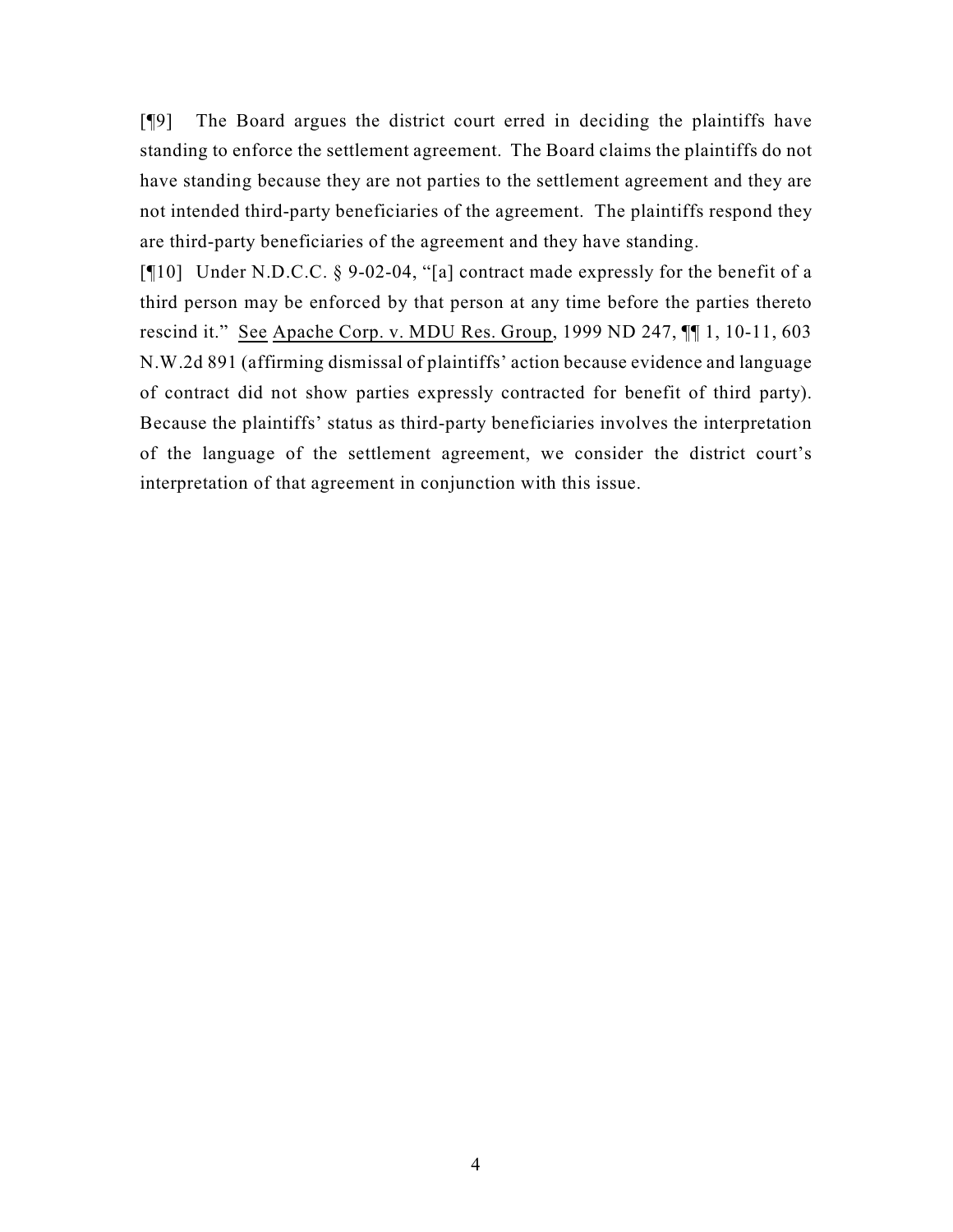[¶9] The Board argues the district court erred in deciding the plaintiffs have standing to enforce the settlement agreement. The Board claims the plaintiffs do not have standing because they are not parties to the settlement agreement and they are not intended third-party beneficiaries of the agreement. The plaintiffs respond they are third-party beneficiaries of the agreement and they have standing.

[¶10] Under N.D.C.C. § 9-02-04, "[a] contract made expressly for the benefit of a third person may be enforced by that person at any time before the parties thereto rescind it." See Apache Corp. v. MDU Res. Group, 1999 ND 247, ¶¶ 1, 10-11, 603 N.W.2d 891 (affirming dismissal of plaintiffs' action because evidence and language of contract did not show parties expressly contracted for benefit of third party). Because the plaintiffs' status as third-party beneficiaries involves the interpretation of the language of the settlement agreement, we consider the district court's interpretation of that agreement in conjunction with this issue.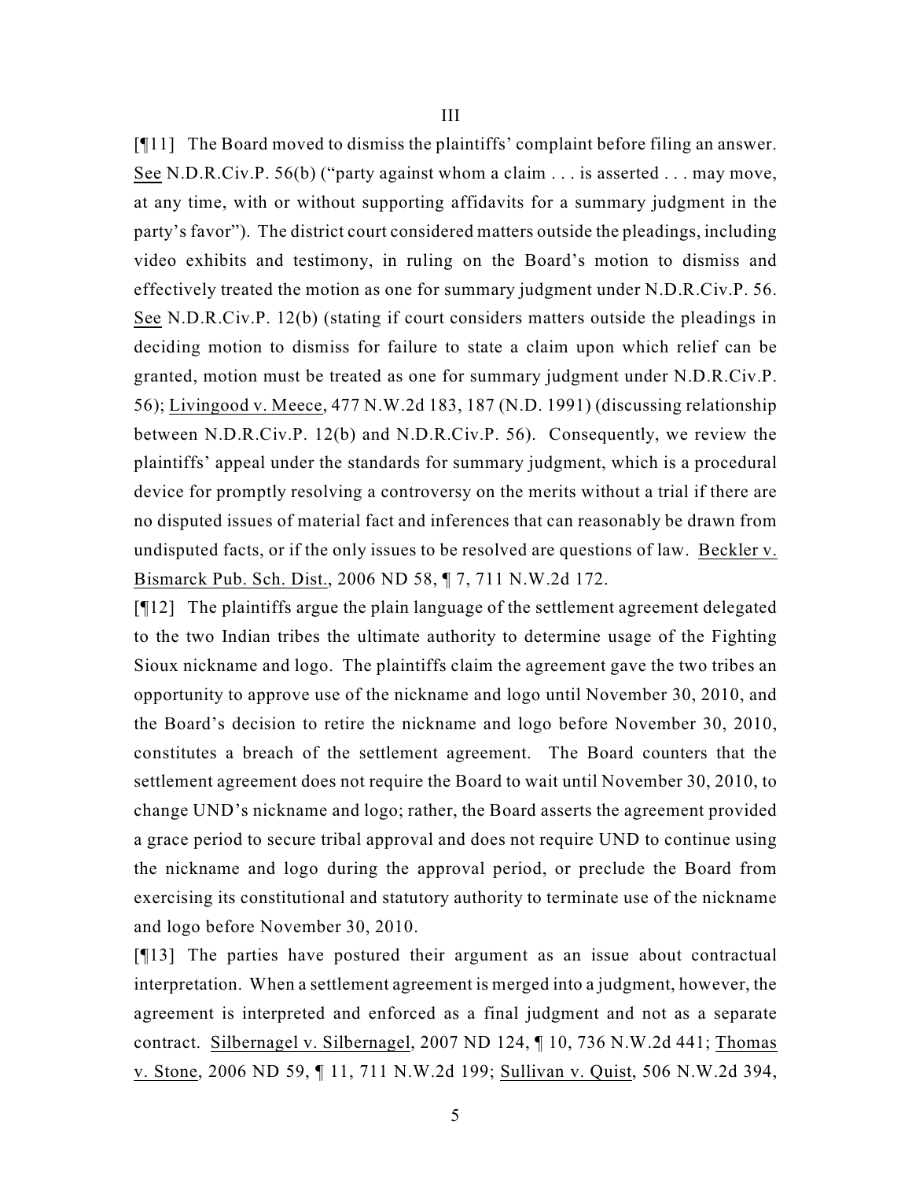III

[¶11] The Board moved to dismiss the plaintiffs' complaint before filing an answer. See N.D.R.Civ.P. 56(b) ("party against whom a claim . . . is asserted . . . may move, at any time, with or without supporting affidavits for a summary judgment in the party's favor"). The district court considered matters outside the pleadings, including video exhibits and testimony, in ruling on the Board's motion to dismiss and effectively treated the motion as one for summary judgment under N.D.R.Civ.P. 56. See N.D.R.Civ.P. 12(b) (stating if court considers matters outside the pleadings in deciding motion to dismiss for failure to state a claim upon which relief can be granted, motion must be treated as one for summary judgment under N.D.R.Civ.P. 56); Livingood v. Meece, 477 N.W.2d 183, 187 (N.D. 1991) (discussing relationship between N.D.R.Civ.P. 12(b) and N.D.R.Civ.P. 56). Consequently, we review the plaintiffs' appeal under the standards for summary judgment, which is a procedural device for promptly resolving a controversy on the merits without a trial if there are no disputed issues of material fact and inferences that can reasonably be drawn from undisputed facts, or if the only issues to be resolved are questions of law. Beckler v. Bismarck Pub. Sch. Dist., 2006 ND 58, ¶ 7, 711 N.W.2d 172.

[¶12] The plaintiffs argue the plain language of the settlement agreement delegated to the two Indian tribes the ultimate authority to determine usage of the Fighting Sioux nickname and logo. The plaintiffs claim the agreement gave the two tribes an opportunity to approve use of the nickname and logo until November 30, 2010, and the Board's decision to retire the nickname and logo before November 30, 2010, constitutes a breach of the settlement agreement. The Board counters that the settlement agreement does not require the Board to wait until November 30, 2010, to change UND's nickname and logo; rather, the Board asserts the agreement provided a grace period to secure tribal approval and does not require UND to continue using the nickname and logo during the approval period, or preclude the Board from exercising its constitutional and statutory authority to terminate use of the nickname and logo before November 30, 2010.

[¶13] The parties have postured their argument as an issue about contractual interpretation. When a settlement agreement is merged into a judgment, however, the agreement is interpreted and enforced as a final judgment and not as a separate contract. Silbernagel v. Silbernagel, 2007 ND 124, ¶ 10, 736 N.W.2d 441; Thomas v. Stone, 2006 ND 59, ¶ 11, 711 N.W.2d 199; Sullivan v. Quist, 506 N.W.2d 394,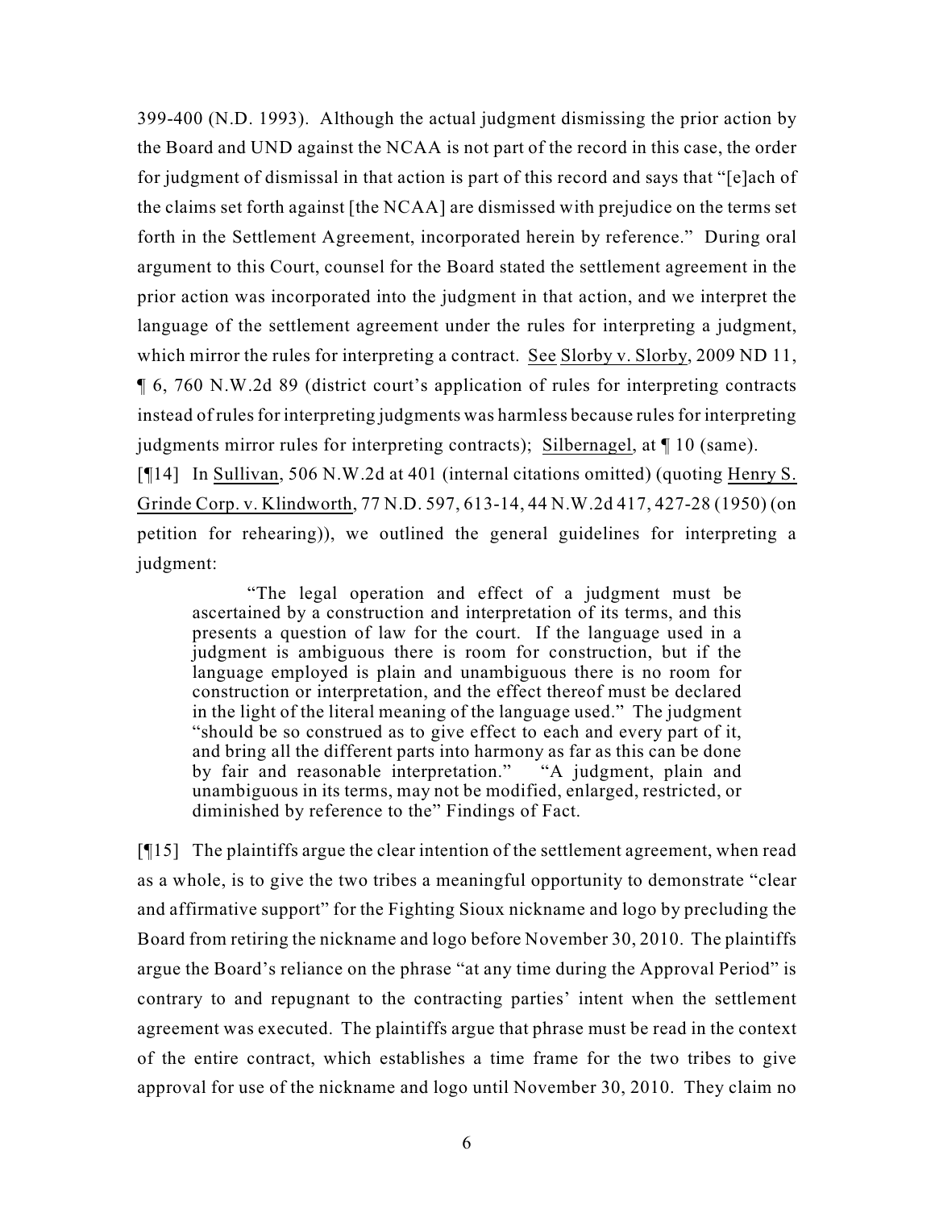399-400 (N.D. 1993). Although the actual judgment dismissing the prior action by the Board and UND against the NCAA is not part of the record in this case, the order for judgment of dismissal in that action is part of this record and says that "[e]ach of the claims set forth against [the NCAA] are dismissed with prejudice on the terms set forth in the Settlement Agreement, incorporated herein by reference." During oral argument to this Court, counsel for the Board stated the settlement agreement in the prior action was incorporated into the judgment in that action, and we interpret the language of the settlement agreement under the rules for interpreting a judgment, which mirror the rules for interpreting a contract. See Slorby v. Slorby, 2009 ND 11, ¶ 6, 760 N.W.2d 89 (district court's application of rules for interpreting contracts instead of rules for interpreting judgments was harmless because rules for interpreting judgments mirror rules for interpreting contracts); Silbernagel, at ¶ 10 (same).

[¶14] In Sullivan, 506 N.W.2d at 401 (internal citations omitted) (quoting Henry S. Grinde Corp. v. Klindworth, 77 N.D. 597, 613-14, 44 N.W.2d 417, 427-28 (1950) (on petition for rehearing)), we outlined the general guidelines for interpreting a judgment:

> "The legal operation and effect of a judgment must be ascertained by a construction and interpretation of its terms, and this presents a question of law for the court. If the language used in a judgment is ambiguous there is room for construction, but if the language employed is plain and unambiguous there is no room for construction or interpretation, and the effect thereof must be declared in the light of the literal meaning of the language used." The judgment "should be so construed as to give effect to each and every part of it, and bring all the different parts into harmony as far as this can be done by fair and reasonable interpretation." "A judgment, plain and unambiguous in its terms, may not be modified, enlarged, restricted, or diminished by reference to the" Findings of Fact.

[¶15] The plaintiffs argue the clear intention of the settlement agreement, when read as a whole, is to give the two tribes a meaningful opportunity to demonstrate "clear and affirmative support" for the Fighting Sioux nickname and logo by precluding the Board from retiring the nickname and logo before November 30, 2010. The plaintiffs argue the Board's reliance on the phrase "at any time during the Approval Period" is contrary to and repugnant to the contracting parties' intent when the settlement agreement was executed. The plaintiffs argue that phrase must be read in the context of the entire contract, which establishes a time frame for the two tribes to give approval for use of the nickname and logo until November 30, 2010. They claim no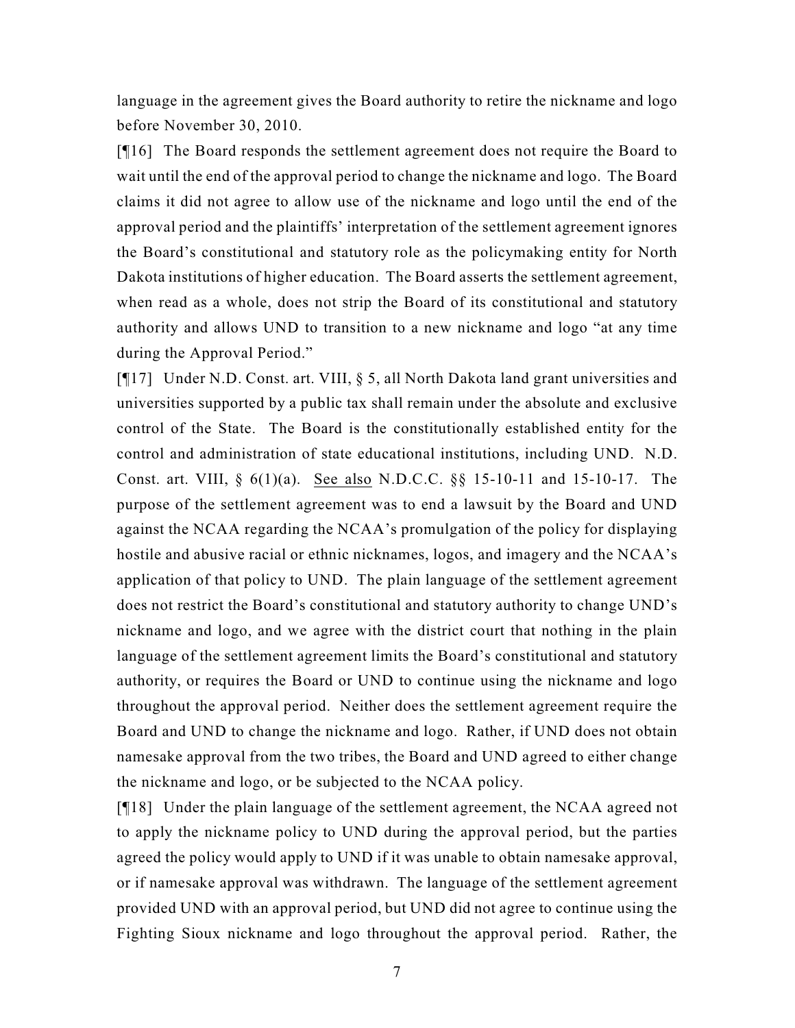language in the agreement gives the Board authority to retire the nickname and logo before November 30, 2010.

[¶16] The Board responds the settlement agreement does not require the Board to wait until the end of the approval period to change the nickname and logo. The Board claims it did not agree to allow use of the nickname and logo until the end of the approval period and the plaintiffs' interpretation of the settlement agreement ignores the Board's constitutional and statutory role as the policymaking entity for North Dakota institutions of higher education. The Board asserts the settlement agreement, when read as a whole, does not strip the Board of its constitutional and statutory authority and allows UND to transition to a new nickname and logo "at any time during the Approval Period."

[¶17] Under N.D. Const. art. VIII, § 5, all North Dakota land grant universities and universities supported by a public tax shall remain under the absolute and exclusive control of the State. The Board is the constitutionally established entity for the control and administration of state educational institutions, including UND. N.D. Const. art. VIII, § 6(1)(a). See also N.D.C.C. §§ 15-10-11 and 15-10-17. The purpose of the settlement agreement was to end a lawsuit by the Board and UND against the NCAA regarding the NCAA's promulgation of the policy for displaying hostile and abusive racial or ethnic nicknames, logos, and imagery and the NCAA's application of that policy to UND. The plain language of the settlement agreement does not restrict the Board's constitutional and statutory authority to change UND's nickname and logo, and we agree with the district court that nothing in the plain language of the settlement agreement limits the Board's constitutional and statutory authority, or requires the Board or UND to continue using the nickname and logo throughout the approval period. Neither does the settlement agreement require the Board and UND to change the nickname and logo. Rather, if UND does not obtain namesake approval from the two tribes, the Board and UND agreed to either change the nickname and logo, or be subjected to the NCAA policy.

[¶18] Under the plain language of the settlement agreement, the NCAA agreed not to apply the nickname policy to UND during the approval period, but the parties agreed the policy would apply to UND if it was unable to obtain namesake approval, or if namesake approval was withdrawn. The language of the settlement agreement provided UND with an approval period, but UND did not agree to continue using the Fighting Sioux nickname and logo throughout the approval period. Rather, the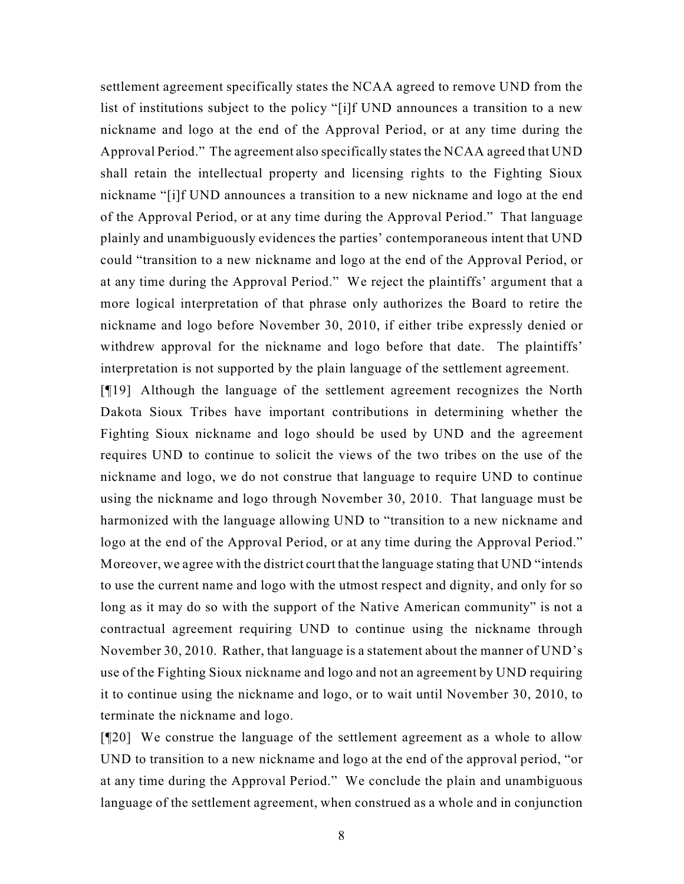settlement agreement specifically states the NCAA agreed to remove UND from the list of institutions subject to the policy "[i]f UND announces a transition to a new nickname and logo at the end of the Approval Period, or at any time during the Approval Period." The agreement also specifically states the NCAA agreed that UND shall retain the intellectual property and licensing rights to the Fighting Sioux nickname "[i]f UND announces a transition to a new nickname and logo at the end of the Approval Period, or at any time during the Approval Period." That language plainly and unambiguously evidences the parties' contemporaneous intent that UND could "transition to a new nickname and logo at the end of the Approval Period, or at any time during the Approval Period." We reject the plaintiffs' argument that a more logical interpretation of that phrase only authorizes the Board to retire the nickname and logo before November 30, 2010, if either tribe expressly denied or withdrew approval for the nickname and logo before that date. The plaintiffs' interpretation is not supported by the plain language of the settlement agreement.

[¶19] Although the language of the settlement agreement recognizes the North Dakota Sioux Tribes have important contributions in determining whether the Fighting Sioux nickname and logo should be used by UND and the agreement requires UND to continue to solicit the views of the two tribes on the use of the nickname and logo, we do not construe that language to require UND to continue using the nickname and logo through November 30, 2010. That language must be harmonized with the language allowing UND to "transition to a new nickname and logo at the end of the Approval Period, or at any time during the Approval Period." Moreover, we agree with the district court that the language stating that UND "intends to use the current name and logo with the utmost respect and dignity, and only for so long as it may do so with the support of the Native American community" is not a contractual agreement requiring UND to continue using the nickname through November 30, 2010. Rather, that language is a statement about the manner of UND's use of the Fighting Sioux nickname and logo and not an agreement by UND requiring it to continue using the nickname and logo, or to wait until November 30, 2010, to terminate the nickname and logo.

[¶20] We construe the language of the settlement agreement as a whole to allow UND to transition to a new nickname and logo at the end of the approval period, "or at any time during the Approval Period." We conclude the plain and unambiguous language of the settlement agreement, when construed as a whole and in conjunction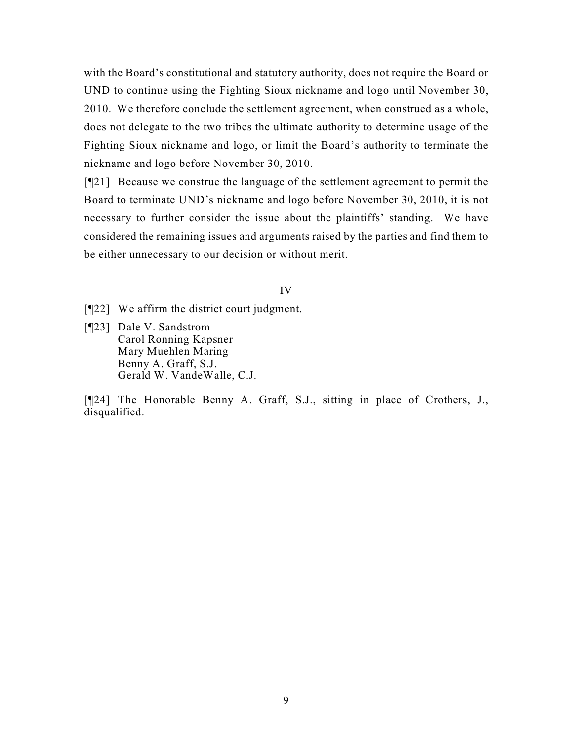with the Board's constitutional and statutory authority, does not require the Board or UND to continue using the Fighting Sioux nickname and logo until November 30, 2010. We therefore conclude the settlement agreement, when construed as a whole, does not delegate to the two tribes the ultimate authority to determine usage of the Fighting Sioux nickname and logo, or limit the Board's authority to terminate the nickname and logo before November 30, 2010.

[¶21] Because we construe the language of the settlement agreement to permit the Board to terminate UND's nickname and logo before November 30, 2010, it is not necessary to further consider the issue about the plaintiffs' standing. We have considered the remaining issues and arguments raised by the parties and find them to be either unnecessary to our decision or without merit.

## IV

[¶22] We affirm the district court judgment.

[¶23] Dale V. Sandstrom
Carol Ronning Kapsner
Mary Muehlen Maring
Benny A. Graff, S.J.
Gerald W. VandeWalle, C.J.

[¶24] The Honorable Benny A. Graff, S.J., sitting in place of Crothers, J., disqualified.